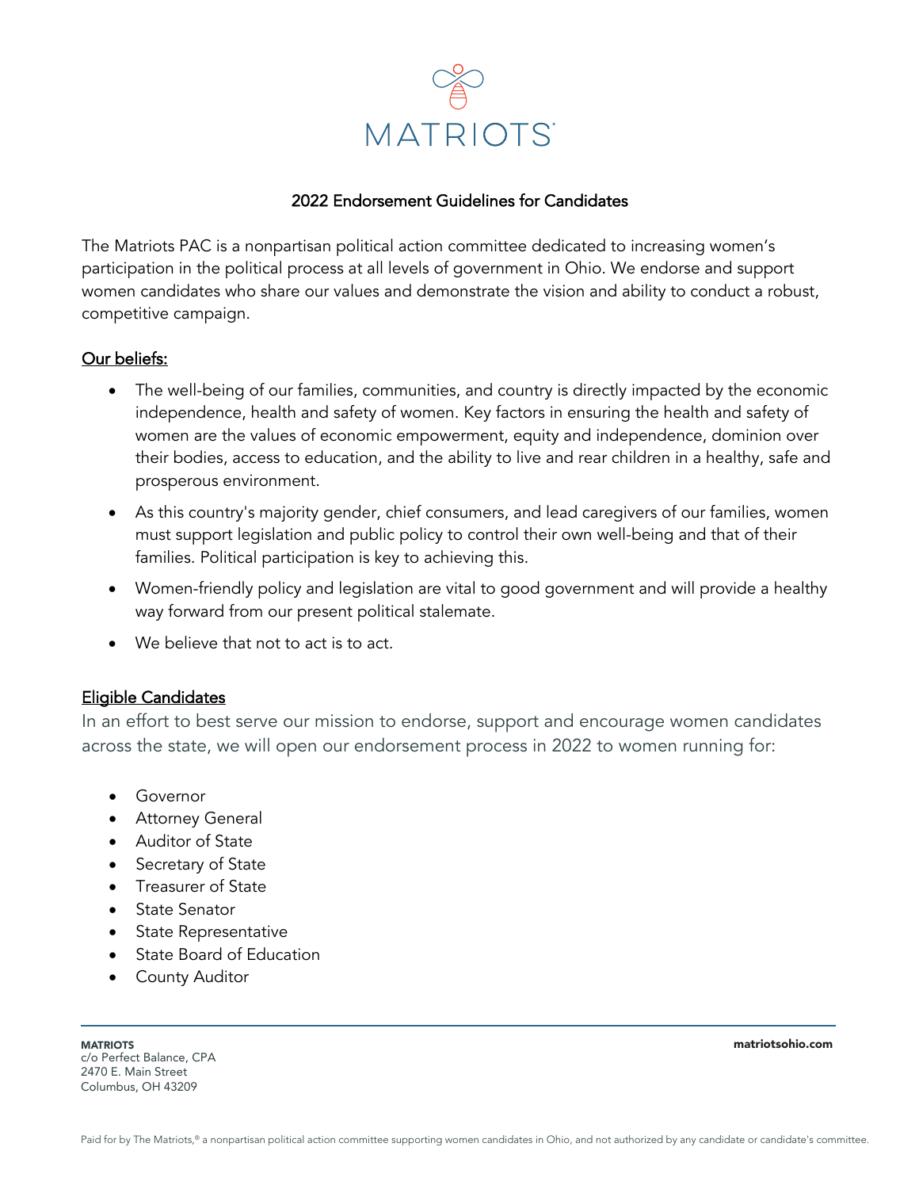# MATRIOTS

## 2022 Endorsement Guidelines for Candidates

The Matriots PAC is a nonpartisan political action committee dedicated to increasing women's participation in the political process at all levels of government in Ohio. We endorse and support women candidates who share our values and demonstrate the vision and ability to conduct a robust, competitive campaign.

### Our beliefs:

- The well-being of our families, communities, and country is directly impacted by the economic independence, health and safety of women. Key factors in ensuring the health and safety of women are the values of economic empowerment, equity and independence, dominion over their bodies, access to education, and the ability to live and rear children in a healthy, safe and prosperous environment.
- As this country's majority gender, chief consumers, and lead caregivers of our families, women must support legislation and public policy to control their own well-being and that of their families. Political participation is key to achieving this.
- Women-friendly policy and legislation are vital to good government and will provide a healthy way forward from our present political stalemate.
- We believe that not to act is to act.

### Eligible Candidates

In an effort to best serve our mission to endorse, support and encourage women candidates across the state, we will open our endorsement process in 2022 to women running for:

- Governor
- Attorney General
- Auditor of State
- Secretary of State
- Treasurer of State
- State Senator
- State Representative
- State Board of Education
- County Auditor

**MATRIOTS**
c/o Perfect Balance, CPA
2470 E. Main Street
Columbus, OH 43209

**matriotsohio.com**

Paid for by The Matriots,® a nonpartisan political action committee supporting women candidates in Ohio, and not authorized by any candidate or candidate's committee.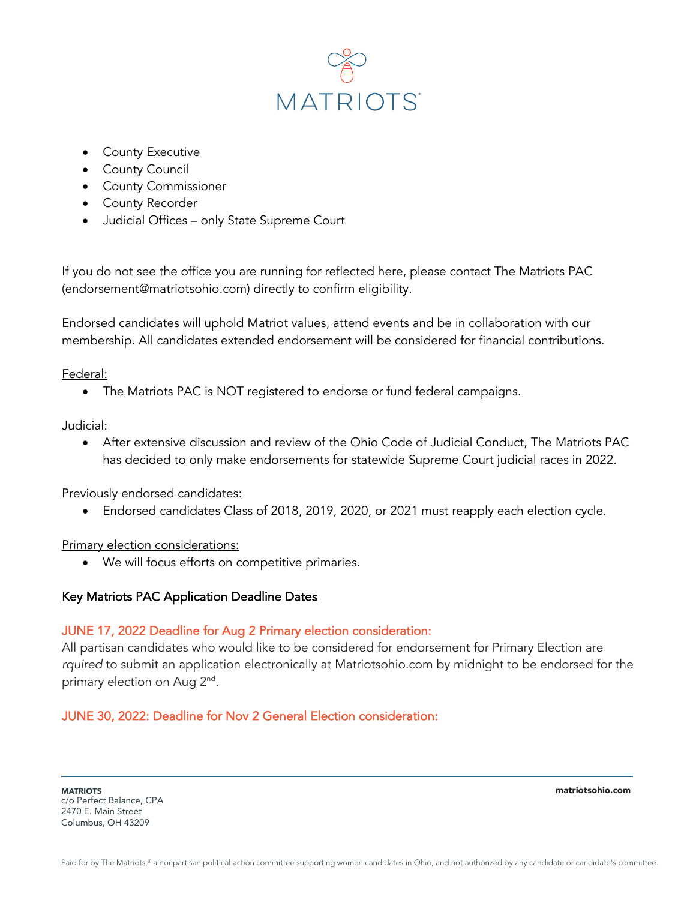- County Executive
- County Council
- County Commissioner
- County Recorder
- Judicial Offices – only State Supreme Court

If you do not see the office you are running for reflected here, please contact The Matriots PAC (endorsement@matriotsohio.com) directly to confirm eligibility.

Endorsed candidates will uphold Matriot values, attend events and be in collaboration with our membership. All candidates extended endorsement will be considered for financial contributions.

Federal:

- The Matriots PAC is NOT registered to endorse or fund federal campaigns.

Judicial:

- After extensive discussion and review of the Ohio Code of Judicial Conduct, The Matriots PAC has decided to only make endorsements for statewide Supreme Court judicial races in 2022.

Previously endorsed candidates:

- Endorsed candidates Class of 2018, 2019, 2020, or 2021 must reapply each election cycle.

Primary election considerations:

- We will focus efforts on competitive primaries.

## Key Matriots PAC Application Deadline Dates

### JUNE 17, 2022 Deadline for Aug 2 Primary election consideration:

All partisan candidates who would like to be considered for endorsement for Primary Election are *rquired* to submit an application electronically at Matriotsohio.com by midnight to be endorsed for the primary election on Aug 2nd.

### JUNE 30, 2022: Deadline for Nov 2 General Election consideration: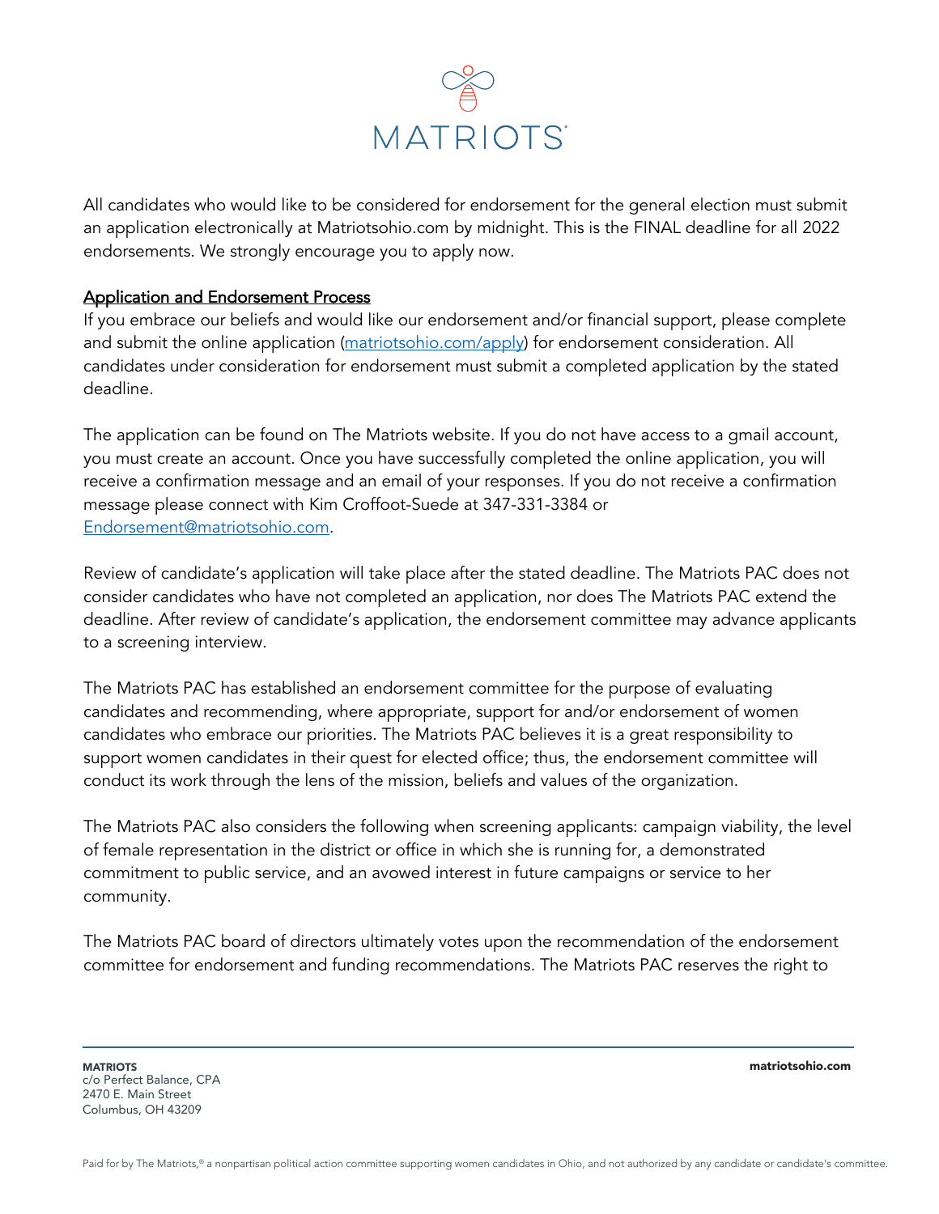All candidates who would like to be considered for endorsement for the general election must submit an application electronically at Matriotsohio.com by midnight. This is the FINAL deadline for all 2022 endorsements. We strongly encourage you to apply now.

## Application and Endorsement Process

If you embrace our beliefs and would like our endorsement and/or financial support, please complete and submit the online application ([matriotsohio.com/apply](matriotsohio.com/apply)) for endorsement consideration. All candidates under consideration for endorsement must submit a completed application by the stated deadline.

The application can be found on The Matriots website. If you do not have access to a gmail account, you must create an account. Once you have successfully completed the online application, you will receive a confirmation message and an email of your responses. If you do not receive a confirmation message please connect with Kim Croffoot-Suede at 347-331-3384 or [Endorsement@matriotsohio.com](mailto:Endorsement@matriotsohio.com).

Review of candidate's application will take place after the stated deadline. The Matriots PAC does not consider candidates who have not completed an application, nor does The Matriots PAC extend the deadline. After review of candidate's application, the endorsement committee may advance applicants to a screening interview.

The Matriots PAC has established an endorsement committee for the purpose of evaluating candidates and recommending, where appropriate, support for and/or endorsement of women candidates who embrace our priorities. The Matriots PAC believes it is a great responsibility to support women candidates in their quest for elected office; thus, the endorsement committee will conduct its work through the lens of the mission, beliefs and values of the organization.

The Matriots PAC also considers the following when screening applicants: campaign viability, the level of female representation in the district or office in which she is running for, a demonstrated commitment to public service, and an avowed interest in future campaigns or service to her community.

The Matriots PAC board of directors ultimately votes upon the recommendation of the endorsement committee for endorsement and funding recommendations. The Matriots PAC reserves the right to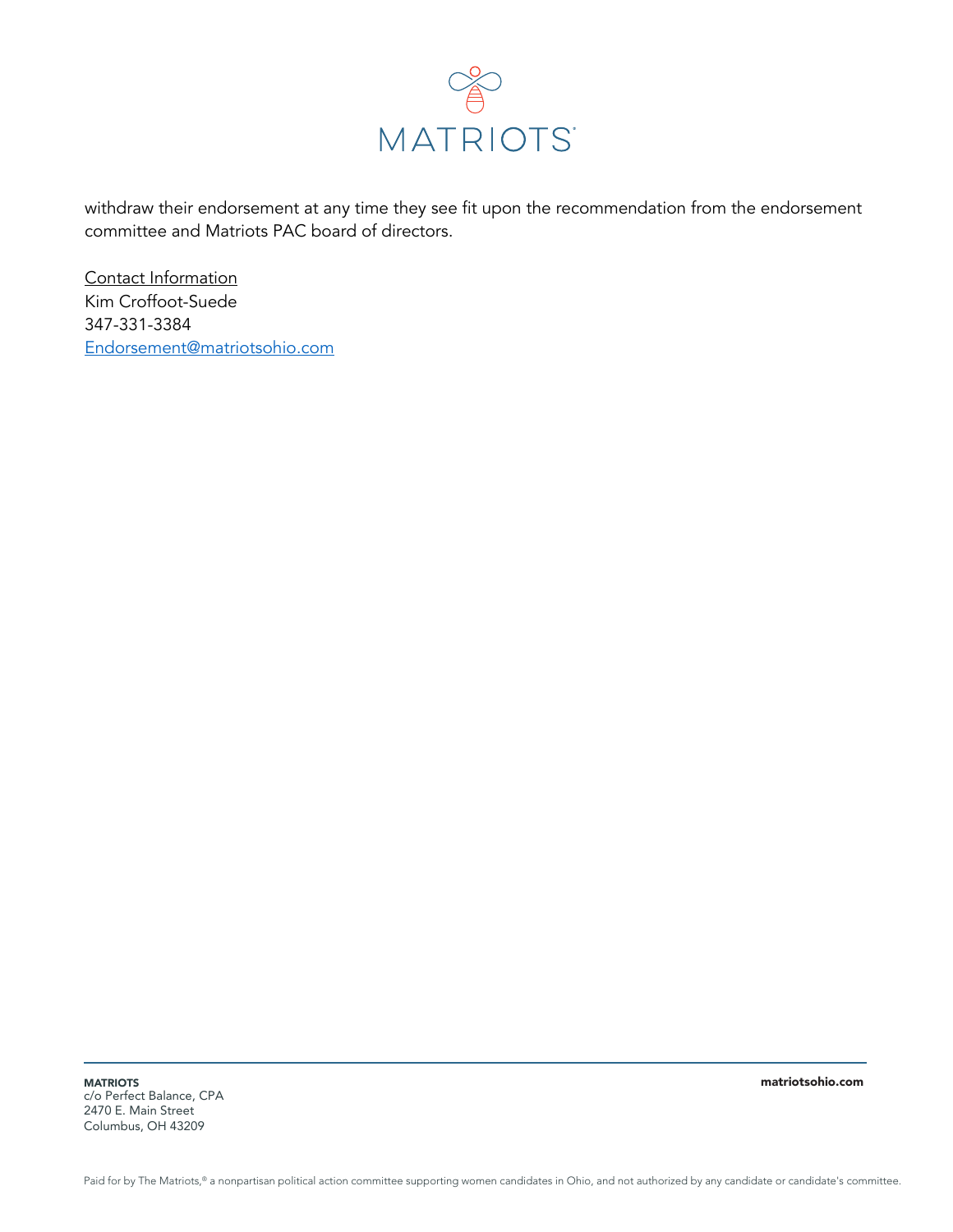withdraw their endorsement at any time they see fit upon the recommendation from the endorsement committee and Matriots PAC board of directors.

Contact Information
Kim Croffoot-Suede
347-331-3384
Endorsement@matriotsohio.com